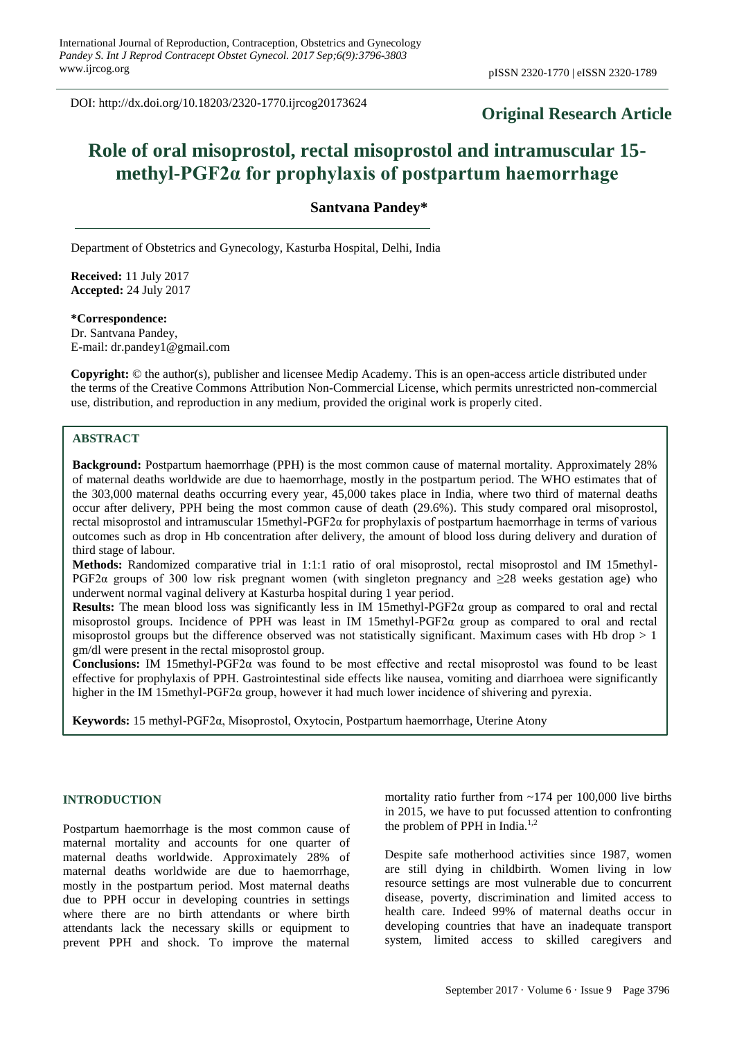International Journal of Reproduction, Contraception, Obstetrics and Gynecology
*Pandey S. Int J Reprod Contracept Obstet Gynecol. 2017 Sep;6(9):3796-3803*
www.ijrcog.org

pISSN 2320-1770 | eISSN 2320-1789

DOI: http://dx.doi.org/10.18203/2320-1770.ijrcog20173624

**Original Research Article**

# Role of oral misoprostol, rectal misoprostol and intramuscular 15-methyl-PGF2α for prophylaxis of postpartum haemorrhage

**Santvana Pandey***

Department of Obstetrics and Gynecology, Kasturba Hospital, Delhi, India

**Received:** 11 July 2017
**Accepted:** 24 July 2017

**\*Correspondence:**
Dr. Santvana Pandey,
E-mail: dr.pandey1@gmail.com

**Copyright:** © the author(s), publisher and licensee Medip Academy. This is an open-access article distributed under the terms of the Creative Commons Attribution Non-Commercial License, which permits unrestricted non-commercial use, distribution, and reproduction in any medium, provided the original work is properly cited.

## ABSTRACT

**Background:** Postpartum haemorrhage (PPH) is the most common cause of maternal mortality. Approximately 28% of maternal deaths worldwide are due to haemorrhage, mostly in the postpartum period. The WHO estimates that of the 303,000 maternal deaths occurring every year, 45,000 takes place in India, where two third of maternal deaths occur after delivery, PPH being the most common cause of death (29.6%). This study compared oral misoprostol, rectal misoprostol and intramuscular 15methyl-PGF2α for prophylaxis of postpartum haemorrhage in terms of various outcomes such as drop in Hb concentration after delivery, the amount of blood loss during delivery and duration of third stage of labour.

**Methods:** Randomized comparative trial in 1:1:1 ratio of oral misoprostol, rectal misoprostol and IM 15methyl-PGF2α groups of 300 low risk pregnant women (with singleton pregnancy and ≥28 weeks gestation age) who underwent normal vaginal delivery at Kasturba hospital during 1 year period.

**Results:** The mean blood loss was significantly less in IM 15methyl-PGF2α group as compared to oral and rectal misoprostol groups. Incidence of PPH was least in IM 15methyl-PGF2α group as compared to oral and rectal misoprostol groups but the difference observed was not statistically significant. Maximum cases with Hb drop > 1 gm/dl were present in the rectal misoprostol group.

**Conclusions:** IM 15methyl-PGF2α was found to be most effective and rectal misoprostol was found to be least effective for prophylaxis of PPH. Gastrointestinal side effects like nausea, vomiting and diarrhoea were significantly higher in the IM 15methyl-PGF2α group, however it had much lower incidence of shivering and pyrexia.

**Keywords:** 15 methyl-PGF2α, Misoprostol, Oxytocin, Postpartum haemorrhage, Uterine Atony

## INTRODUCTION

Postpartum haemorrhage is the most common cause of maternal mortality and accounts for one quarter of maternal deaths worldwide. Approximately 28% of maternal deaths worldwide are due to haemorrhage, mostly in the postpartum period. Most maternal deaths due to PPH occur in developing countries in settings where there are no birth attendants or where birth attendants lack the necessary skills or equipment to prevent PPH and shock. To improve the maternal mortality ratio further from ~174 per 100,000 live births in 2015, we have to put focussed attention to confronting the problem of PPH in India.[1,2]

Despite safe motherhood activities since 1987, women are still dying in childbirth. Women living in low resource settings are most vulnerable due to concurrent disease, poverty, discrimination and limited access to health care. Indeed 99% of maternal deaths occur in developing countries that have an inadequate transport system, limited access to skilled caregivers and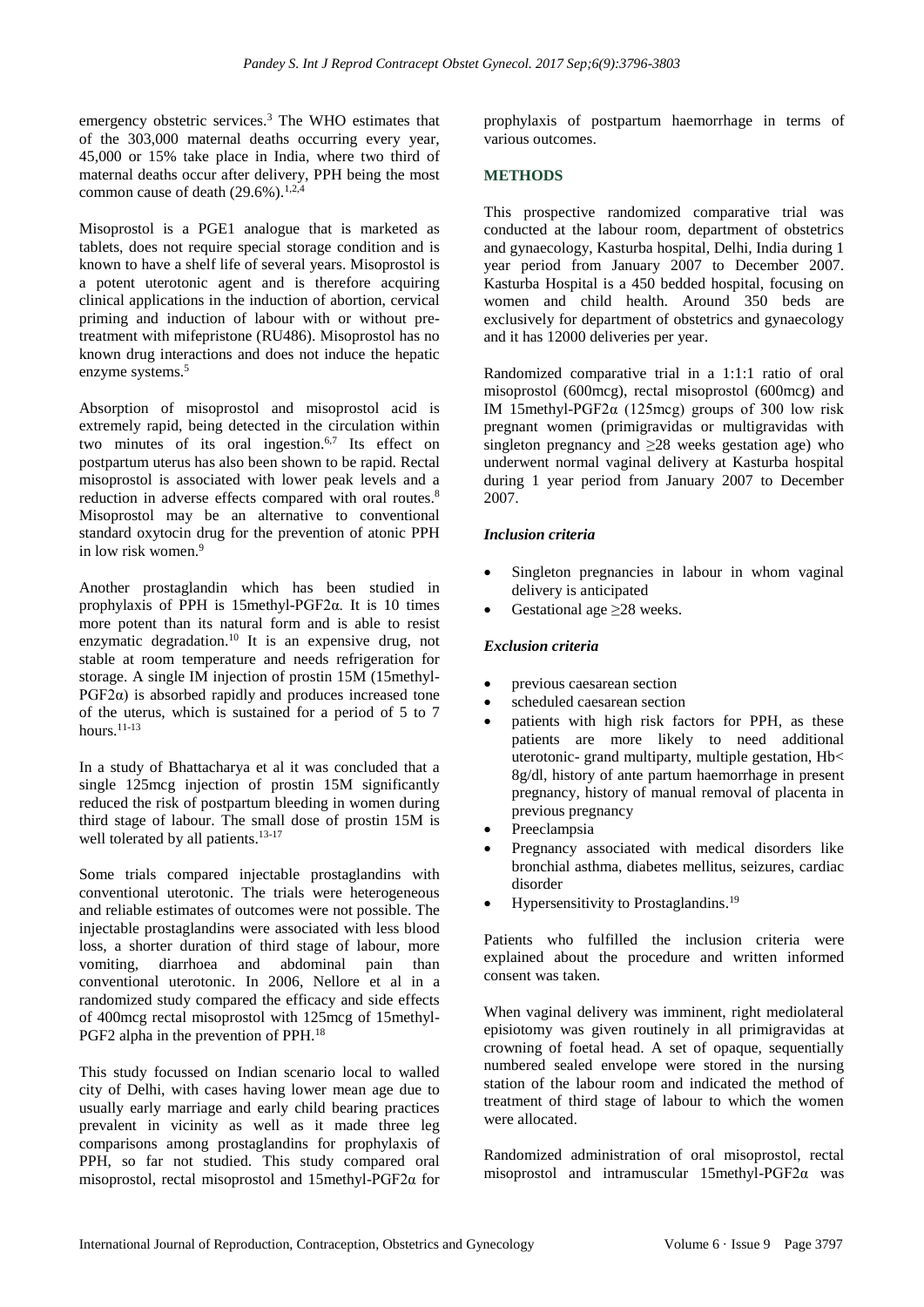emergency obstetric services.[3] The WHO estimates that of the 303,000 maternal deaths occurring every year, 45,000 or 15% take place in India, where two third of maternal deaths occur after delivery, PPH being the most common cause of death (29.6%).[1,2,4]

Misoprostol is a PGE1 analogue that is marketed as tablets, does not require special storage condition and is known to have a shelf life of several years. Misoprostol is a potent uterotonic agent and is therefore acquiring clinical applications in the induction of abortion, cervical priming and induction of labour with or without pre-treatment with mifepristone (RU486). Misoprostol has no known drug interactions and does not induce the hepatic enzyme systems.[5]

Absorption of misoprostol and misoprostol acid is extremely rapid, being detected in the circulation within two minutes of its oral ingestion.[6,7] Its effect on postpartum uterus has also been shown to be rapid. Rectal misoprostol is associated with lower peak levels and a reduction in adverse effects compared with oral routes.[8] Misoprostol may be an alternative to conventional standard oxytocin drug for the prevention of atonic PPH in low risk women.[9]

Another prostaglandin which has been studied in prophylaxis of PPH is 15methyl-PGF2α. It is 10 times more potent than its natural form and is able to resist enzymatic degradation.[10] It is an expensive drug, not stable at room temperature and needs refrigeration for storage. A single IM injection of prostin 15M (15methyl-PGF2α) is absorbed rapidly and produces increased tone of the uterus, which is sustained for a period of 5 to 7 hours.[11-13]

In a study of Bhattacharya et al it was concluded that a single 125mcg injection of prostin 15M significantly reduced the risk of postpartum bleeding in women during third stage of labour. The small dose of prostin 15M is well tolerated by all patients.[13-17]

Some trials compared injectable prostaglandins with conventional uterotonic. The trials were heterogeneous and reliable estimates of outcomes were not possible. The injectable prostaglandins were associated with less blood loss, a shorter duration of third stage of labour, more vomiting, diarrhoea and abdominal pain than conventional uterotonic. In 2006, Nellore et al in a randomized study compared the efficacy and side effects of 400mcg rectal misoprostol with 125mcg of 15methyl-PGF2 alpha in the prevention of PPH.[18]

This study focussed on Indian scenario local to walled city of Delhi, with cases having lower mean age due to usually early marriage and early child bearing practices prevalent in vicinity as well as it made three leg comparisons among prostaglandins for prophylaxis of PPH, so far not studied. This study compared oral misoprostol, rectal misoprostol and 15methyl-PGF2α for prophylaxis of postpartum haemorrhage in terms of various outcomes.

## METHODS

This prospective randomized comparative trial was conducted at the labour room, department of obstetrics and gynaecology, Kasturba hospital, Delhi, India during 1 year period from January 2007 to December 2007. Kasturba Hospital is a 450 bedded hospital, focusing on women and child health. Around 350 beds are exclusively for department of obstetrics and gynaecology and it has 12000 deliveries per year.

Randomized comparative trial in a 1:1:1 ratio of oral misoprostol (600mcg), rectal misoprostol (600mcg) and IM 15methyl-PGF2α (125mcg) groups of 300 low risk pregnant women (primigravidas or multigravidas with singleton pregnancy and ≥28 weeks gestation age) who underwent normal vaginal delivery at Kasturba hospital during 1 year period from January 2007 to December 2007.

### *Inclusion criteria*

- Singleton pregnancies in labour in whom vaginal delivery is anticipated
- Gestational age ≥28 weeks.

### *Exclusion criteria*

- previous caesarean section
- scheduled caesarean section
- patients with high risk factors for PPH, as these patients are more likely to need additional uterotonic- grand multiparty, multiple gestation, Hb< 8g/dl, history of ante partum haemorrhage in present pregnancy, history of manual removal of placenta in previous pregnancy
- Preeclampsia
- Pregnancy associated with medical disorders like bronchial asthma, diabetes mellitus, seizures, cardiac disorder
- Hypersensitivity to Prostaglandins.[19]

Patients who fulfilled the inclusion criteria were explained about the procedure and written informed consent was taken.

When vaginal delivery was imminent, right mediolateral episiotomy was given routinely in all primigravidas at crowning of foetal head. A set of opaque, sequentially numbered sealed envelope were stored in the nursing station of the labour room and indicated the method of treatment of third stage of labour to which the women were allocated.

Randomized administration of oral misoprostol, rectal misoprostol and intramuscular 15methyl-PGF2α was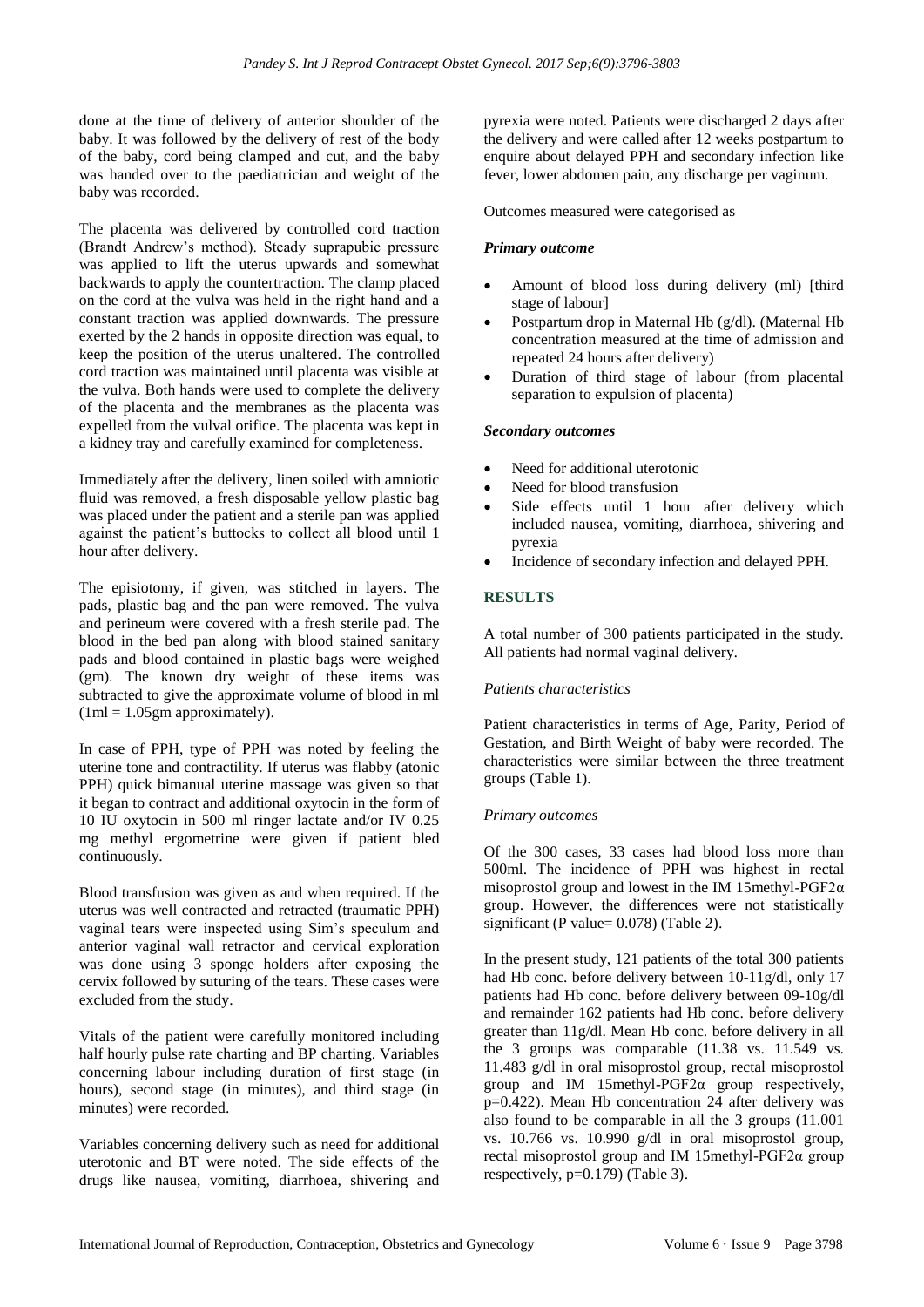done at the time of delivery of anterior shoulder of the baby. It was followed by the delivery of rest of the body of the baby, cord being clamped and cut, and the baby was handed over to the paediatrician and weight of the baby was recorded.

The placenta was delivered by controlled cord traction (Brandt Andrew's method). Steady suprapubic pressure was applied to lift the uterus upwards and somewhat backwards to apply the countertraction. The clamp placed on the cord at the vulva was held in the right hand and a constant traction was applied downwards. The pressure exerted by the 2 hands in opposite direction was equal, to keep the position of the uterus unaltered. The controlled cord traction was maintained until placenta was visible at the vulva. Both hands were used to complete the delivery of the placenta and the membranes as the placenta was expelled from the vulval orifice. The placenta was kept in a kidney tray and carefully examined for completeness.

Immediately after the delivery, linen soiled with amniotic fluid was removed, a fresh disposable yellow plastic bag was placed under the patient and a sterile pan was applied against the patient's buttocks to collect all blood until 1 hour after delivery.

The episiotomy, if given, was stitched in layers. The pads, plastic bag and the pan were removed. The vulva and perineum were covered with a fresh sterile pad. The blood in the bed pan along with blood stained sanitary pads and blood contained in plastic bags were weighed (gm). The known dry weight of these items was subtracted to give the approximate volume of blood in ml (1ml = 1.05gm approximately).

In case of PPH, type of PPH was noted by feeling the uterine tone and contractility. If uterus was flabby (atonic PPH) quick bimanual uterine massage was given so that it began to contract and additional oxytocin in the form of 10 IU oxytocin in 500 ml ringer lactate and/or IV 0.25 mg methyl ergometrine were given if patient bled continuously.

Blood transfusion was given as and when required. If the uterus was well contracted and retracted (traumatic PPH) vaginal tears were inspected using Sim's speculum and anterior vaginal wall retractor and cervical exploration was done using 3 sponge holders after exposing the cervix followed by suturing of the tears. These cases were excluded from the study.

Vitals of the patient were carefully monitored including half hourly pulse rate charting and BP charting. Variables concerning labour including duration of first stage (in hours), second stage (in minutes), and third stage (in minutes) were recorded.

Variables concerning delivery such as need for additional uterotonic and BT were noted. The side effects of the drugs like nausea, vomiting, diarrhoea, shivering and pyrexia were noted. Patients were discharged 2 days after the delivery and were called after 12 weeks postpartum to enquire about delayed PPH and secondary infection like fever, lower abdomen pain, any discharge per vaginum.

Outcomes measured were categorised as

#### *Primary outcome*

- Amount of blood loss during delivery (ml) [third stage of labour]
- Postpartum drop in Maternal Hb (g/dl). (Maternal Hb concentration measured at the time of admission and repeated 24 hours after delivery)
- Duration of third stage of labour (from placental separation to expulsion of placenta)

#### *Secondary outcomes*

- Need for additional uterotonic
- Need for blood transfusion
- Side effects until 1 hour after delivery which included nausea, vomiting, diarrhoea, shivering and pyrexia
- Incidence of secondary infection and delayed PPH.

## RESULTS

A total number of 300 patients participated in the study. All patients had normal vaginal delivery.

#### *Patients characteristics*

Patient characteristics in terms of Age, Parity, Period of Gestation, and Birth Weight of baby were recorded. The characteristics were similar between the three treatment groups (Table 1).

#### *Primary outcomes*

Of the 300 cases, 33 cases had blood loss more than 500ml. The incidence of PPH was highest in rectal misoprostol group and lowest in the IM 15methyl-PGF2α group. However, the differences were not statistically significant (P value= 0.078) (Table 2).

In the present study, 121 patients of the total 300 patients had Hb conc. before delivery between 10-11g/dl, only 17 patients had Hb conc. before delivery between 09-10g/dl and remainder 162 patients had Hb conc. before delivery greater than 11g/dl. Mean Hb conc. before delivery in all the 3 groups was comparable (11.38 vs. 11.549 vs. 11.483 g/dl in oral misoprostol group, rectal misoprostol group and IM 15methyl-PGF2α group respectively, p=0.422). Mean Hb concentration 24 after delivery was also found to be comparable in all the 3 groups (11.001 vs. 10.766 vs. 10.990 g/dl in oral misoprostol group, rectal misoprostol group and IM 15methyl-PGF2α group respectively, p=0.179) (Table 3).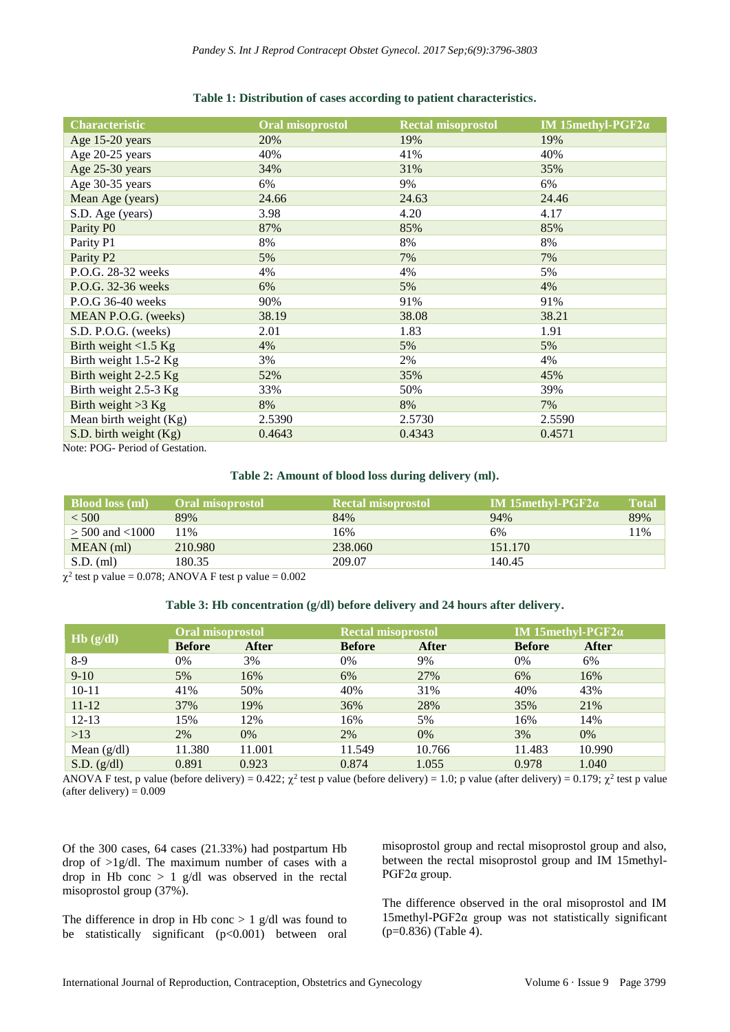**Table 1: Distribution of cases according to patient characteristics.**

| Characteristic | Oral misoprostol | Rectal misoprostol | IM 15methyl-PGF2α |
|---|---|---|---|
| Age 15-20 years | 20% | 19% | 19% |
| Age 20-25 years | 40% | 41% | 40% |
| Age 25-30 years | 34% | 31% | 35% |
| Age 30-35 years | 6% | 9% | 6% |
| Mean Age (years) | 24.66 | 24.63 | 24.46 |
| S.D. Age (years) | 3.98 | 4.20 | 4.17 |
| Parity P0 | 87% | 85% | 85% |
| Parity P1 | 8% | 8% | 8% |
| Parity P2 | 5% | 7% | 7% |
| P.O.G. 28-32 weeks | 4% | 4% | 5% |
| P.O.G. 32-36 weeks | 6% | 5% | 4% |
| P.O.G 36-40 weeks | 90% | 91% | 91% |
| MEAN P.O.G. (weeks) | 38.19 | 38.08 | 38.21 |
| S.D. P.O.G. (weeks) | 2.01 | 1.83 | 1.91 |
| Birth weight <1.5 Kg | 4% | 5% | 5% |
| Birth weight 1.5-2 Kg | 3% | 2% | 4% |
| Birth weight 2-2.5 Kg | 52% | 35% | 45% |
| Birth weight 2.5-3 Kg | 33% | 50% | 39% |
| Birth weight >3 Kg | 8% | 8% | 7% |
| Mean birth weight (Kg) | 2.5390 | 2.5730 | 2.5590 |
| S.D. birth weight (Kg) | 0.4643 | 0.4343 | 0.4571 |

Note: POG- Period of Gestation.

**Table 2: Amount of blood loss during delivery (ml).**

| Blood loss (ml) | Oral misoprostol | Rectal misoprostol | IM 15methyl-PGF2α | Total |
|---|---|---|---|---|
| < 500 | 89% | 84% | 94% | 89% |
| ≥ 500 and <1000 | 11% | 16% | 6% | 11% |
| MEAN (ml) | 210.980 | 238.060 | 151.170 | |
| S.D. (ml) | 180.35 | 209.07 | 140.45 | |

$\chi^2$ test p value = 0.078; ANOVA F test p value = 0.002

**Table 3: Hb concentration (g/dl) before delivery and 24 hours after delivery.**

| Hb (g/dl) | Oral misoprostol | | Rectal misoprostol | | IM 15methyl-PGF2α | |
|---|---|---|---|---|---|---|
| | Before | After | Before | After | Before | After |
| 8-9 | 0% | 3% | 0% | 9% | 0% | 6% |
| 9-10 | 5% | 16% | 6% | 27% | 6% | 16% |
| 10-11 | 41% | 50% | 40% | 31% | 40% | 43% |
| 11-12 | 37% | 19% | 36% | 28% | 35% | 21% |
| 12-13 | 15% | 12% | 16% | 5% | 16% | 14% |
| >13 | 2% | 0% | 2% | 0% | 3% | 0% |
| Mean (g/dl) | 11.380 | 11.001 | 11.549 | 10.766 | 11.483 | 10.990 |
| S.D. (g/dl) | 0.891 | 0.923 | 0.874 | 1.055 | 0.978 | 1.040 |

ANOVA F test, p value (before delivery) = 0.422; $\chi^2$ test p value (before delivery) = 1.0; p value (after delivery) = 0.179; $\chi^2$ test p value (after delivery) = 0.009

Of the 300 cases, 64 cases (21.33%) had postpartum Hb drop of >1g/dl. The maximum number of cases with a drop in Hb conc > 1 g/dl was observed in the rectal misoprostol group (37%).

The difference in drop in Hb conc > 1 g/dl was found to be statistically significant (p<0.001) between oral misoprostol group and rectal misoprostol group and also, between the rectal misoprostol group and IM 15methyl-PGF2α group.

The difference observed in the oral misoprostol and IM 15methyl-PGF2α group was not statistically significant (p=0.836) (Table 4).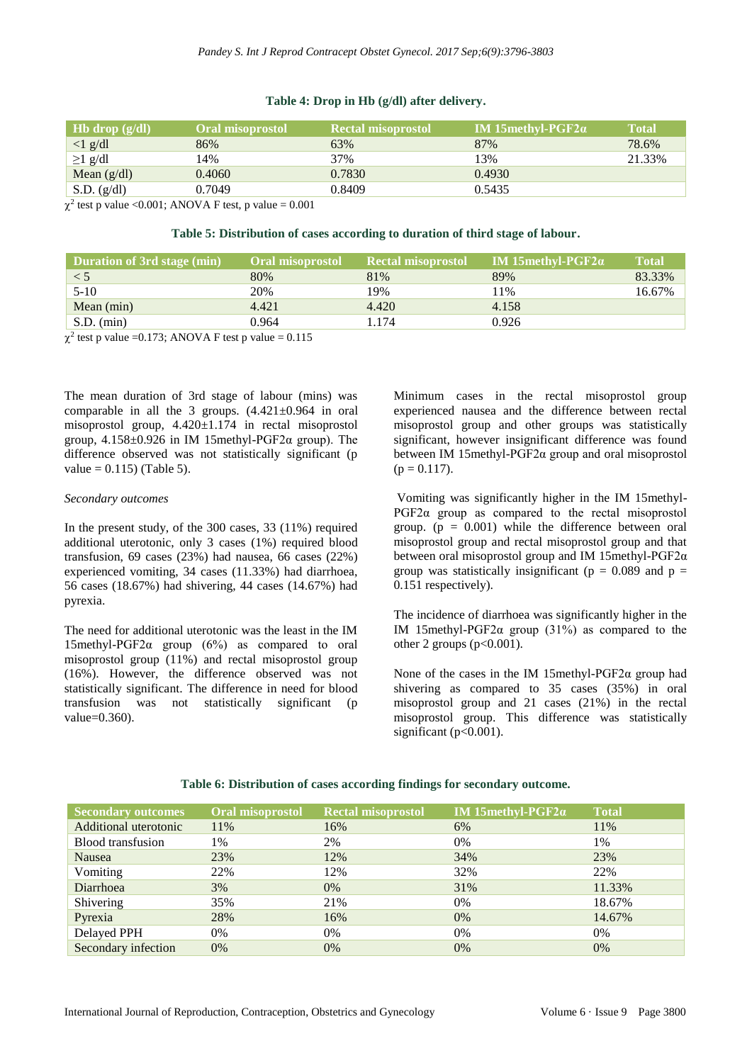**Table 4: Drop in Hb (g/dl) after delivery.**

| Hb drop (g/dl) | Oral misoprostol | Rectal misoprostol | IM 15methyl-PGF2α | Total |
|---|---|---|---|---|
| <1 g/dl | 86% | 63% | 87% | 78.6% |
| ≥1 g/dl | 14% | 37% | 13% | 21.33% |
| Mean (g/dl) | 0.4060 | 0.7830 | 0.4930 | |
| S.D. (g/dl) | 0.7049 | 0.8409 | 0.5435 | |

$\chi^2$ test p value <0.001; ANOVA F test, p value = 0.001

**Table 5: Distribution of cases according to duration of third stage of labour.**

| Duration of 3rd stage (min) | Oral misoprostol | Rectal misoprostol | IM 15methyl-PGF2α | Total |
|---|---|---|---|---|
| < 5 | 80% | 81% | 89% | 83.33% |
| 5-10 | 20% | 19% | 11% | 16.67% |
| Mean (min) | 4.421 | 4.420 | 4.158 | |
| S.D. (min) | 0.964 | 1.174 | 0.926 | |

$\chi^2$ test p value =0.173; ANOVA F test p value = 0.115

The mean duration of 3rd stage of labour (mins) was comparable in all the 3 groups. (4.421±0.964 in oral misoprostol group, 4.420±1.174 in rectal misoprostol group, 4.158±0.926 in IM 15methyl-PGF2α group). The difference observed was not statistically significant (p value = 0.115) (Table 5).

*Secondary outcomes*

In the present study, of the 300 cases, 33 (11%) required additional uterotonic, only 3 cases (1%) required blood transfusion, 69 cases (23%) had nausea, 66 cases (22%) experienced vomiting, 34 cases (11.33%) had diarrhoea, 56 cases (18.67%) had shivering, 44 cases (14.67%) had pyrexia.

The need for additional uterotonic was the least in the IM 15methyl-PGF2α group (6%) as compared to oral misoprostol group (11%) and rectal misoprostol group (16%). However, the difference observed was not statistically significant. The difference in need for blood transfusion was not statistically significant (p value=0.360).

Minimum cases in the rectal misoprostol group experienced nausea and the difference between rectal misoprostol group and other groups was statistically significant, however insignificant difference was found between IM 15methyl-PGF2α group and oral misoprostol (p = 0.117).

Vomiting was significantly higher in the IM 15methyl-PGF2α group as compared to the rectal misoprostol group. (p = 0.001) while the difference between oral misoprostol group and rectal misoprostol group and that between oral misoprostol group and IM 15methyl-PGF2α group was statistically insignificant (p = 0.089 and p = 0.151 respectively).

The incidence of diarrhoea was significantly higher in the IM 15methyl-PGF2α group (31%) as compared to the other 2 groups (p<0.001).

None of the cases in the IM 15methyl-PGF2α group had shivering as compared to 35 cases (35%) in oral misoprostol group and 21 cases (21%) in the rectal misoprostol group. This difference was statistically significant (p<0.001).

**Table 6: Distribution of cases according findings for secondary outcome.**

| Secondary outcomes | Oral misoprostol | Rectal misoprostol | IM 15methyl-PGF2α | Total |
|---|---|---|---|---|
| Additional uterotonic | 11% | 16% | 6% | 11% |
| Blood transfusion | 1% | 2% | 0% | 1% |
| Nausea | 23% | 12% | 34% | 23% |
| Vomiting | 22% | 12% | 32% | 22% |
| Diarrhoea | 3% | 0% | 31% | 11.33% |
| Shivering | 35% | 21% | 0% | 18.67% |
| Pyrexia | 28% | 16% | 0% | 14.67% |
| Delayed PPH | 0% | 0% | 0% | 0% |
| Secondary infection | 0% | 0% | 0% | 0% |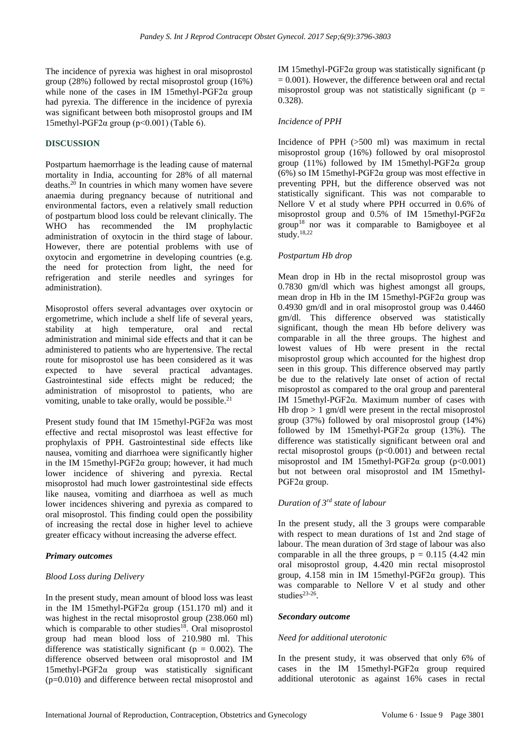The incidence of pyrexia was highest in oral misoprostol group (28%) followed by rectal misoprostol group (16%) while none of the cases in IM 15methyl-PGF2α group had pyrexia. The difference in the incidence of pyrexia was significant between both misoprostol groups and IM 15methyl-PGF2α group ($p<0.001$) (Table 6).

## DISCUSSION

Postpartum haemorrhage is the leading cause of maternal mortality in India, accounting for 28% of all maternal deaths.[20] In countries in which many women have severe anaemia during pregnancy because of nutritional and environmental factors, even a relatively small reduction of postpartum blood loss could be relevant clinically. The WHO has recommended the IM prophylactic administration of oxytocin in the third stage of labour. However, there are potential problems with use of oxytocin and ergometrine in developing countries (e.g. the need for protection from light, the need for refrigeration and sterile needles and syringes for administration).

Misoprostol offers several advantages over oxytocin or ergometrime, which include a shelf life of several years, stability at high temperature, oral and rectal administration and minimal side effects and that it can be administered to patients who are hypertensive. The rectal route for misoprostol use has been considered as it was expected to have several practical advantages. Gastrointestinal side effects might be reduced; the administration of misoprostol to patients, who are vomiting, unable to take orally, would be possible.[21]

Present study found that IM 15methyl-PGF2α was most effective and rectal misoprostol was least effective for prophylaxis of PPH. Gastrointestinal side effects like nausea, vomiting and diarrhoea were significantly higher in the IM 15methyl-PGF2α group; however, it had much lower incidence of shivering and pyrexia. Rectal misoprostol had much lower gastrointestinal side effects like nausea, vomiting and diarrhoea as well as much lower incidences shivering and pyrexia as compared to oral misoprostol. This finding could open the possibility of increasing the rectal dose in higher level to achieve greater efficacy without increasing the adverse effect.

### *Primary outcomes*

#### *Blood Loss during Delivery*

In the present study, mean amount of blood loss was least in the IM 15methyl-PGF2α group (151.170 ml) and it was highest in the rectal misoprostol group (238.060 ml) which is comparable to other studies[18]. Oral misoprostol group had mean blood loss of 210.980 ml. This difference was statistically significant ($p = 0.002$). The difference observed between oral misoprostol and IM 15methyl-PGF2α group was statistically significant ($p=0.010$) and difference between rectal misoprostol and IM 15methyl-PGF2α group was statistically significant ($p = 0.001$). However, the difference between oral and rectal misoprostol group was not statistically significant ($p = 0.328$).

#### *Incidence of PPH*

Incidence of PPH (>500 ml) was maximum in rectal misoprostol group (16%) followed by oral misoprostol group (11%) followed by IM 15methyl-PGF2α group (6%) so IM 15methyl-PGF2α group was most effective in preventing PPH, but the difference observed was not statistically significant. This was not comparable to Nellore V et al study where PPH occurred in 0.6% of misoprostol group and 0.5% of IM 15methyl-PGF2α group[18] nor was it comparable to Bamigboyee et al study.[18,22]

#### *Postpartum Hb drop*

Mean drop in Hb in the rectal misoprostol group was 0.7830 gm/dl which was highest amongst all groups, mean drop in Hb in the IM 15methyl-PGF2α group was 0.4930 gm/dl and in oral misoprostol group was 0.4460 gm/dl. This difference observed was statistically significant, though the mean Hb before delivery was comparable in all the three groups. The highest and lowest values of Hb were present in the rectal misoprostol group which accounted for the highest drop seen in this group. This difference observed may partly be due to the relatively late onset of action of rectal misoprostol as compared to the oral group and parenteral IM 15methyl-PGF2α. Maximum number of cases with Hb drop > 1 gm/dl were present in the rectal misoprostol group (37%) followed by oral misoprostol group (14%) followed by IM 15methyl-PGF2α group (13%). The difference was statistically significant between oral and rectal misoprostol groups ($p<0.001$) and between rectal misoprostol and IM 15methyl-PGF2α group ($p<0.001$) but not between oral misoprostol and IM 15methyl-PGF2α group.

#### *Duration of 3rd state of labour*

In the present study, all the 3 groups were comparable with respect to mean durations of 1st and 2nd stage of labour. The mean duration of 3rd stage of labour was also comparable in all the three groups, $p = 0.115$ (4.42 min oral misoprostol group, 4.420 min rectal misoprostol group, 4.158 min in IM 15methyl-PGF2α group). This was comparable to Nellore V et al study and other studies[23-26].

### *Secondary outcome*

#### *Need for additional uterotonic*

In the present study, it was observed that only 6% of cases in the IM 15methyl-PGF2α group required additional uterotonic as against 16% cases in rectal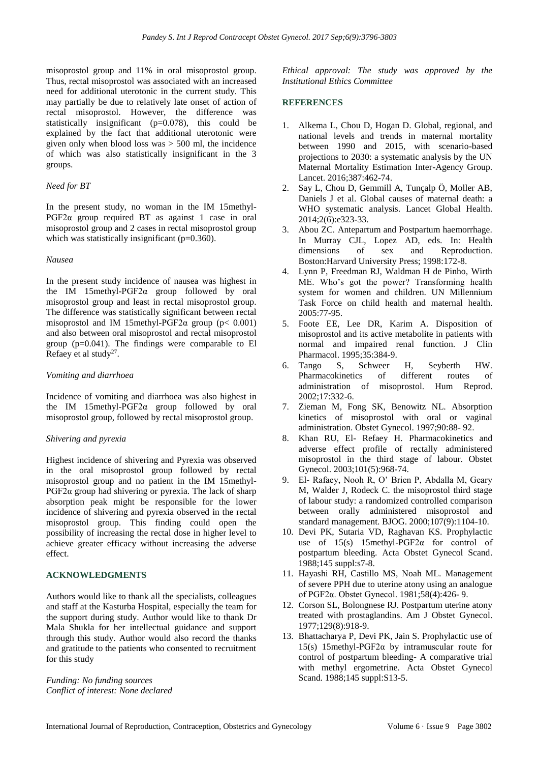misoprostol group and 11% in oral misoprostol group. Thus, rectal misoprostol was associated with an increased need for additional uterotonic in the current study. This may partially be due to relatively late onset of action of rectal misoprostol. However, the difference was statistically insignificant (p=0.078), this could be explained by the fact that additional uterotonic were given only when blood loss was > 500 ml, the incidence of which was also statistically insignificant in the 3 groups.

*Need for BT*

In the present study, no woman in the IM 15methyl-PGF2α group required BT as against 1 case in oral misoprostol group and 2 cases in rectal misoprostol group which was statistically insignificant (p=0.360).

*Nausea*

In the present study incidence of nausea was highest in the IM 15methyl-PGF2α group followed by oral misoprostol group and least in rectal misoprostol group. The difference was statistically significant between rectal misoprostol and IM 15methyl-PGF2α group (p< 0.001) and also between oral misoprostol and rectal misoprostol group (p=0.041). The findings were comparable to El Refaey et al study[27].

*Vomiting and diarrhoea*

Incidence of vomiting and diarrhoea was also highest in the IM 15methyl-PGF2α group followed by oral misoprostol group, followed by rectal misoprostol group.

*Shivering and pyrexia*

Highest incidence of shivering and Pyrexia was observed in the oral misoprostol group followed by rectal misoprostol group and no patient in the IM 15methyl-PGF2α group had shivering or pyrexia. The lack of sharp absorption peak might be responsible for the lower incidence of shivering and pyrexia observed in the rectal misoprostol group. This finding could open the possibility of increasing the rectal dose in higher level to achieve greater efficacy without increasing the adverse effect.

## ACKNOWLEDGMENTS

Authors would like to thank all the specialists, colleagues and staff at the Kasturba Hospital, especially the team for the support during study. Author would like to thank Dr Mala Shukla for her intellectual guidance and support through this study. Author would also record the thanks and gratitude to the patients who consented to recruitment for this study

*Funding: No funding sources*
*Conflict of interest: None declared*
*Ethical approval: The study was approved by the Institutional Ethics Committee*

## REFERENCES

1. Alkema L, Chou D, Hogan D. Global, regional, and national levels and trends in maternal mortality between 1990 and 2015, with scenario-based projections to 2030: a systematic analysis by the UN Maternal Mortality Estimation Inter-Agency Group. Lancet. 2016;387:462-74.
2. Say L, Chou D, Gemmill A, Tunçalp Ö, Moller AB, Daniels J et al. Global causes of maternal death: a WHO systematic analysis. Lancet Global Health. 2014;2(6):e323-33.
3. Abou ZC. Antepartum and Postpartum haemorrhage. In Murray CJL, Lopez AD, eds. In: Health dimensions of sex and Reproduction. Boston:Harvard University Press; 1998:172-8.
4. Lynn P, Freedman RJ, Waldman H de Pinho, Wirth ME. Who's got the power? Transforming health system for women and children. UN Millennium Task Force on child health and maternal health. 2005:77-95.
5. Foote EE, Lee DR, Karim A. Disposition of misoprostol and its active metabolite in patients with normal and impaired renal function. J Clin Pharmacol. 1995;35:384-9.
6. Tango S, Schweer H, Seyberth HW. Pharmacokinetics of different routes of administration of misoprostol. Hum Reprod. 2002;17:332-6.
7. Zieman M, Fong SK, Benowitz NL. Absorption kinetics of misoprostol with oral or vaginal administration. Obstet Gynecol. 1997;90:88- 92.
8. Khan RU, El- Refaey H. Pharmacokinetics and adverse effect profile of rectally administered misoprostol in the third stage of labour. Obstet Gynecol. 2003;101(5):968-74.
9. El- Rafaey, Nooh R, O' Brien P, Abdalla M, Geary M, Walder J, Rodeck C. the misoprostol third stage of labour study: a randomized controlled comparison between orally administered misoprostol and standard management. BJOG. 2000;107(9):1104-10.
10. Devi PK, Sutaria VD, Raghavan KS. Prophylactic use of 15(s) 15methyl-PGF2α for control of postpartum bleeding. Acta Obstet Gynecol Scand. 1988;145 suppl:s7-8.
11. Hayashi RH, Castillo MS, Noah ML. Management of severe PPH due to uterine atony using an analogue of PGF2α. Obstet Gynecol. 1981;58(4):426- 9.
12. Corson SL, Bolongnese RJ. Postpartum uterine atony treated with prostaglandins. Am J Obstet Gynecol. 1977;129(8):918-9.
13. Bhattacharya P, Devi PK, Jain S. Prophylactic use of 15(s) 15methyl-PGF2α by intramuscular route for control of postpartum bleeding- A comparative trial with methyl ergometrine. Acta Obstet Gynecol Scand. 1988;145 suppl:S13-5.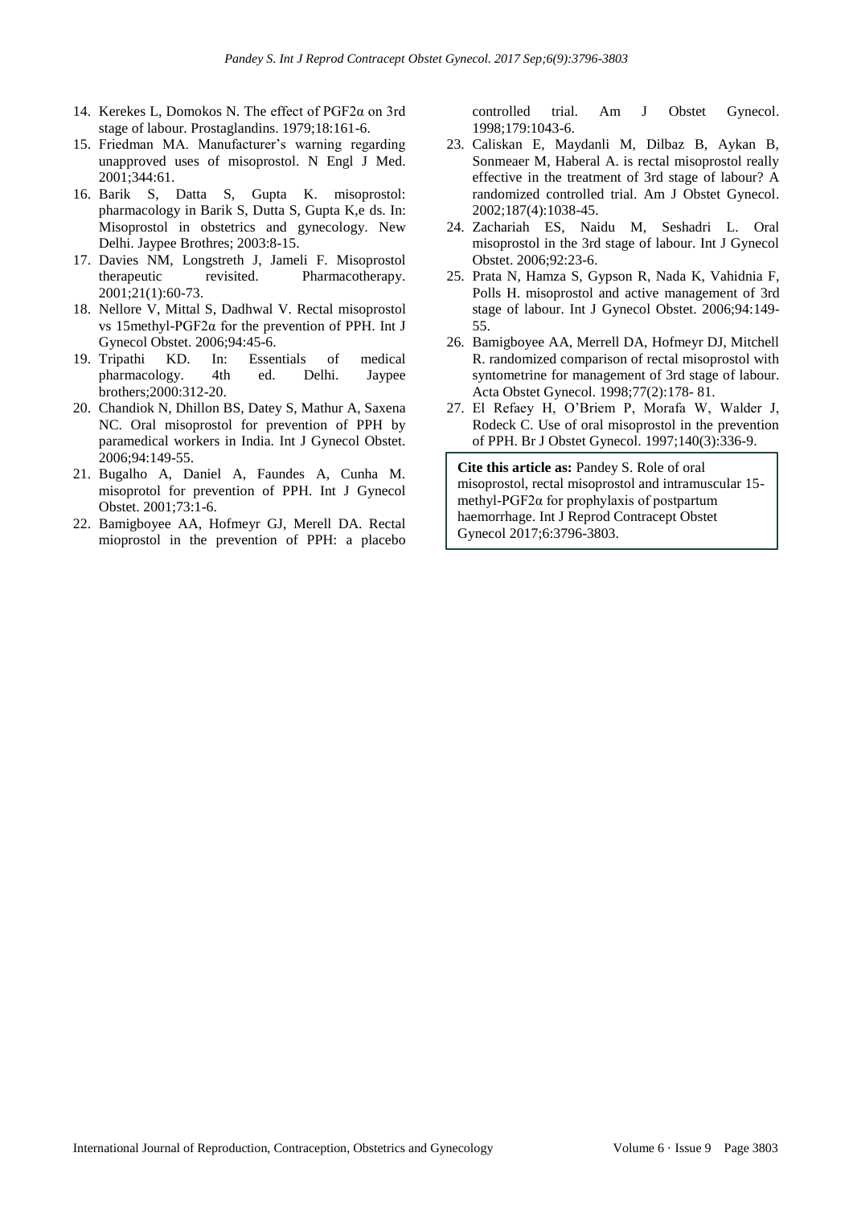14. Kerekes L, Domokos N. The effect of PGF2α on 3rd stage of labour. Prostaglandins. 1979;18:161-6.
15. Friedman MA. Manufacturer's warning regarding unapproved uses of misoprostol. N Engl J Med. 2001;344:61.
16. Barik S, Datta S, Gupta K. misoprostol: pharmacology in Barik S, Dutta S, Gupta K,e ds. In: Misoprostol in obstetrics and gynecology. New Delhi. Jaypee Brothres; 2003:8-15.
17. Davies NM, Longstreth J, Jameli F. Misoprostol therapeutic revisited. Pharmacotherapy. 2001;21(1):60-73.
18. Nellore V, Mittal S, Dadhwal V. Rectal misoprostol vs 15methyl-PGF2α for the prevention of PPH. Int J Gynecol Obstet. 2006;94:45-6.
19. Tripathi KD. In: Essentials of medical pharmacology. 4th ed. Delhi. Jaypee brothers;2000:312-20.
20. Chandiok N, Dhillon BS, Datey S, Mathur A, Saxena NC. Oral misoprostol for prevention of PPH by paramedical workers in India. Int J Gynecol Obstet. 2006;94:149-55.
21. Bugalho A, Daniel A, Faundes A, Cunha M. misoprotol for prevention of PPH. Int J Gynecol Obstet. 2001;73:1-6.
22. Bamigboyee AA, Hofmeyr GJ, Merell DA. Rectal mioprostol in the prevention of PPH: a placebo controlled trial. Am J Obstet Gynecol. 1998;179:1043-6.
23. Caliskan E, Maydanli M, Dilbaz B, Aykan B, Sonmeaer M, Haberal A. is rectal misoprostol really effective in the treatment of 3rd stage of labour? A randomized controlled trial. Am J Obstet Gynecol. 2002;187(4):1038-45.
24. Zachariah ES, Naidu M, Seshadri L. Oral misoprostol in the 3rd stage of labour. Int J Gynecol Obstet. 2006;92:23-6.
25. Prata N, Hamza S, Gypson R, Nada K, Vahidnia F, Polls H. misoprostol and active management of 3rd stage of labour. Int J Gynecol Obstet. 2006;94:149-55.
26. Bamigboyee AA, Merrell DA, Hofmeyr DJ, Mitchell R. randomized comparison of rectal misoprostol with syntometrine for management of 3rd stage of labour. Acta Obstet Gynecol. 1998;77(2):178- 81.
27. El Refaey H, O'Briem P, Morafa W, Walder J, Rodeck C. Use of oral misoprostol in the prevention of PPH. Br J Obstet Gynecol. 1997;140(3):336-9.

**Cite this article as:** Pandey S. Role of oral misoprostol, rectal misoprostol and intramuscular 15-methyl-PGF2α for prophylaxis of postpartum haemorrhage. Int J Reprod Contracept Obstet Gynecol 2017;6:3796-3803.